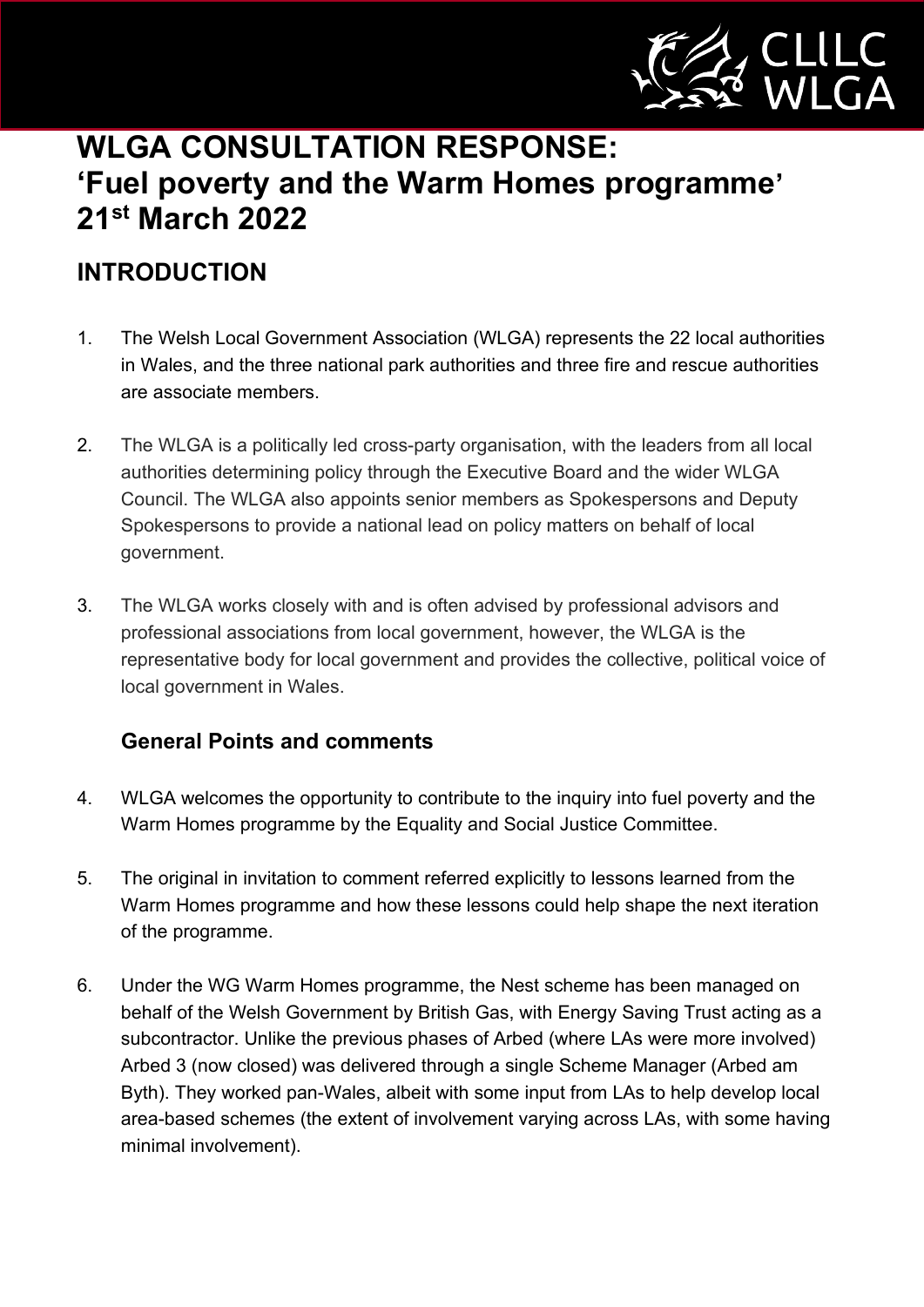# WLGA CONSULTATION RESPONSE:
# 'Fuel poverty and the Warm Homes programme'
# 21st March 2022

## INTRODUCTION

1. The Welsh Local Government Association (WLGA) represents the 22 local authorities in Wales, and the three national park authorities and three fire and rescue authorities are associate members.

2. The WLGA is a politically led cross-party organisation, with the leaders from all local authorities determining policy through the Executive Board and the wider WLGA Council. The WLGA also appoints senior members as Spokespersons and Deputy Spokespersons to provide a national lead on policy matters on behalf of local government.

3. The WLGA works closely with and is often advised by professional advisors and professional associations from local government, however, the WLGA is the representative body for local government and provides the collective, political voice of local government in Wales.

### General Points and comments

4. WLGA welcomes the opportunity to contribute to the inquiry into fuel poverty and the Warm Homes programme by the Equality and Social Justice Committee.

5. The original in invitation to comment referred explicitly to lessons learned from the Warm Homes programme and how these lessons could help shape the next iteration of the programme.

6. Under the WG Warm Homes programme, the Nest scheme has been managed on behalf of the Welsh Government by British Gas, with Energy Saving Trust acting as a subcontractor. Unlike the previous phases of Arbed (where LAs were more involved) Arbed 3 (now closed) was delivered through a single Scheme Manager (Arbed am Byth). They worked pan-Wales, albeit with some input from LAs to help develop local area-based schemes (the extent of involvement varying across LAs, with some having minimal involvement).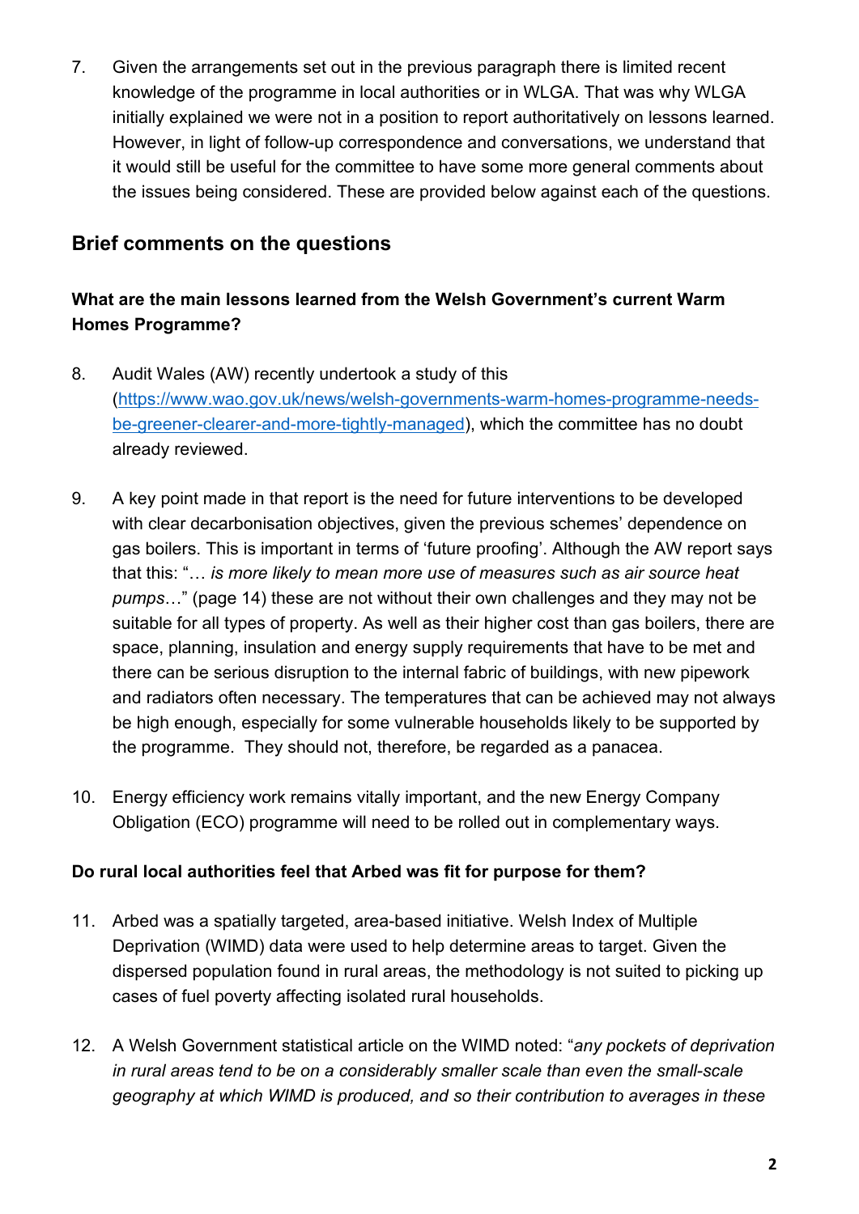7. Given the arrangements set out in the previous paragraph there is limited recent knowledge of the programme in local authorities or in WLGA. That was why WLGA initially explained we were not in a position to report authoritatively on lessons learned. However, in light of follow-up correspondence and conversations, we understand that it would still be useful for the committee to have some more general comments about the issues being considered. These are provided below against each of the questions.

## Brief comments on the questions

### What are the main lessons learned from the Welsh Government's current Warm Homes Programme?

8. Audit Wales (AW) recently undertook a study of this (https://www.wao.gov.uk/news/welsh-governments-warm-homes-programme-needs-be-greener-clearer-and-more-tightly-managed), which the committee has no doubt already reviewed.

9. A key point made in that report is the need for future interventions to be developed with clear decarbonisation objectives, given the previous schemes' dependence on gas boilers. This is important in terms of 'future proofing'. Although the AW report says that this: "… *is more likely to mean more use of measures such as air source heat pumps*…" (page 14) these are not without their own challenges and they may not be suitable for all types of property. As well as their higher cost than gas boilers, there are space, planning, insulation and energy supply requirements that have to be met and there can be serious disruption to the internal fabric of buildings, with new pipework and radiators often necessary. The temperatures that can be achieved may not always be high enough, especially for some vulnerable households likely to be supported by the programme. They should not, therefore, be regarded as a panacea.

10. Energy efficiency work remains vitally important, and the new Energy Company Obligation (ECO) programme will need to be rolled out in complementary ways.

### Do rural local authorities feel that Arbed was fit for purpose for them?

11. Arbed was a spatially targeted, area-based initiative. Welsh Index of Multiple Deprivation (WIMD) data were used to help determine areas to target. Given the dispersed population found in rural areas, the methodology is not suited to picking up cases of fuel poverty affecting isolated rural households.

12. A Welsh Government statistical article on the WIMD noted: "*any pockets of deprivation in rural areas tend to be on a considerably smaller scale than even the small-scale geography at which WIMD is produced, and so their contribution to averages in these*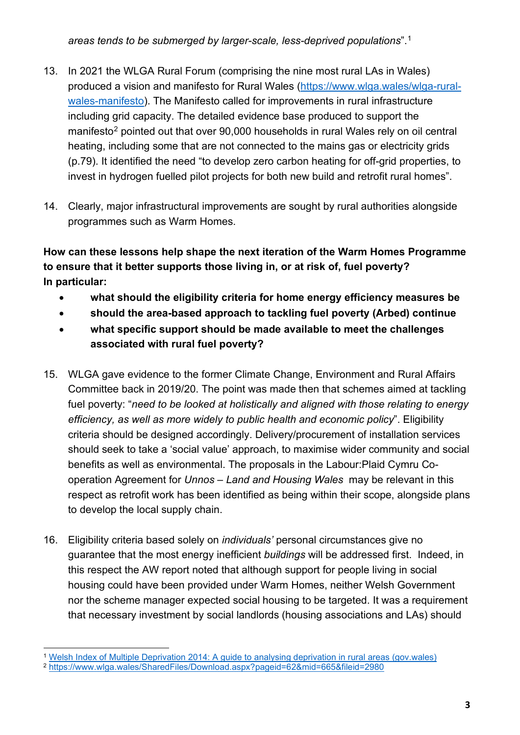*areas tends to be submerged by larger-scale, less-deprived populations*”.[1]

13. In 2021 the WLGA Rural Forum (comprising the nine most rural LAs in Wales) produced a vision and manifesto for Rural Wales (https://www.wlga.wales/wlga-rural-wales-manifesto). The Manifesto called for improvements in rural infrastructure including grid capacity. The detailed evidence base produced to support the manifesto[2] pointed out that over 90,000 households in rural Wales rely on oil central heating, including some that are not connected to the mains gas or electricity grids (p.79). It identified the need “to develop zero carbon heating for off-grid properties, to invest in hydrogen fuelled pilot projects for both new build and retrofit rural homes”.

14. Clearly, major infrastructural improvements are sought by rural authorities alongside programmes such as Warm Homes.

**How can these lessons help shape the next iteration of the Warm Homes Programme to ensure that it better supports those living in, or at risk of, fuel poverty?**
**In particular:**

- **what should the eligibility criteria for home energy efficiency measures be**
- **should the area-based approach to tackling fuel poverty (Arbed) continue**
- **what specific support should be made available to meet the challenges associated with rural fuel poverty?**

15. WLGA gave evidence to the former Climate Change, Environment and Rural Affairs Committee back in 2019/20. The point was made then that schemes aimed at tackling fuel poverty: “*need to be looked at holistically and aligned with those relating to energy efficiency, as well as more widely to public health and economic policy*”. Eligibility criteria should be designed accordingly. Delivery/procurement of installation services should seek to take a ‘social value’ approach, to maximise wider community and social benefits as well as environmental. The proposals in the Labour:Plaid Cymru Co-operation Agreement for *Unnos – Land and Housing Wales* may be relevant in this respect as retrofit work has been identified as being within their scope, alongside plans to develop the local supply chain.

16. Eligibility criteria based solely on *individuals’* personal circumstances give no guarantee that the most energy inefficient *buildings* will be addressed first. Indeed, in this respect the AW report noted that although support for people living in social housing could have been provided under Warm Homes, neither Welsh Government nor the scheme manager expected social housing to be targeted. It was a requirement that necessary investment by social landlords (housing associations and LAs) should

[1] Welsh Index of Multiple Deprivation 2014: A guide to analysing deprivation in rural areas (gov.wales)
[2] https://www.wlga.wales/SharedFiles/Download.aspx?pageid=62&mid=665&fileid=2980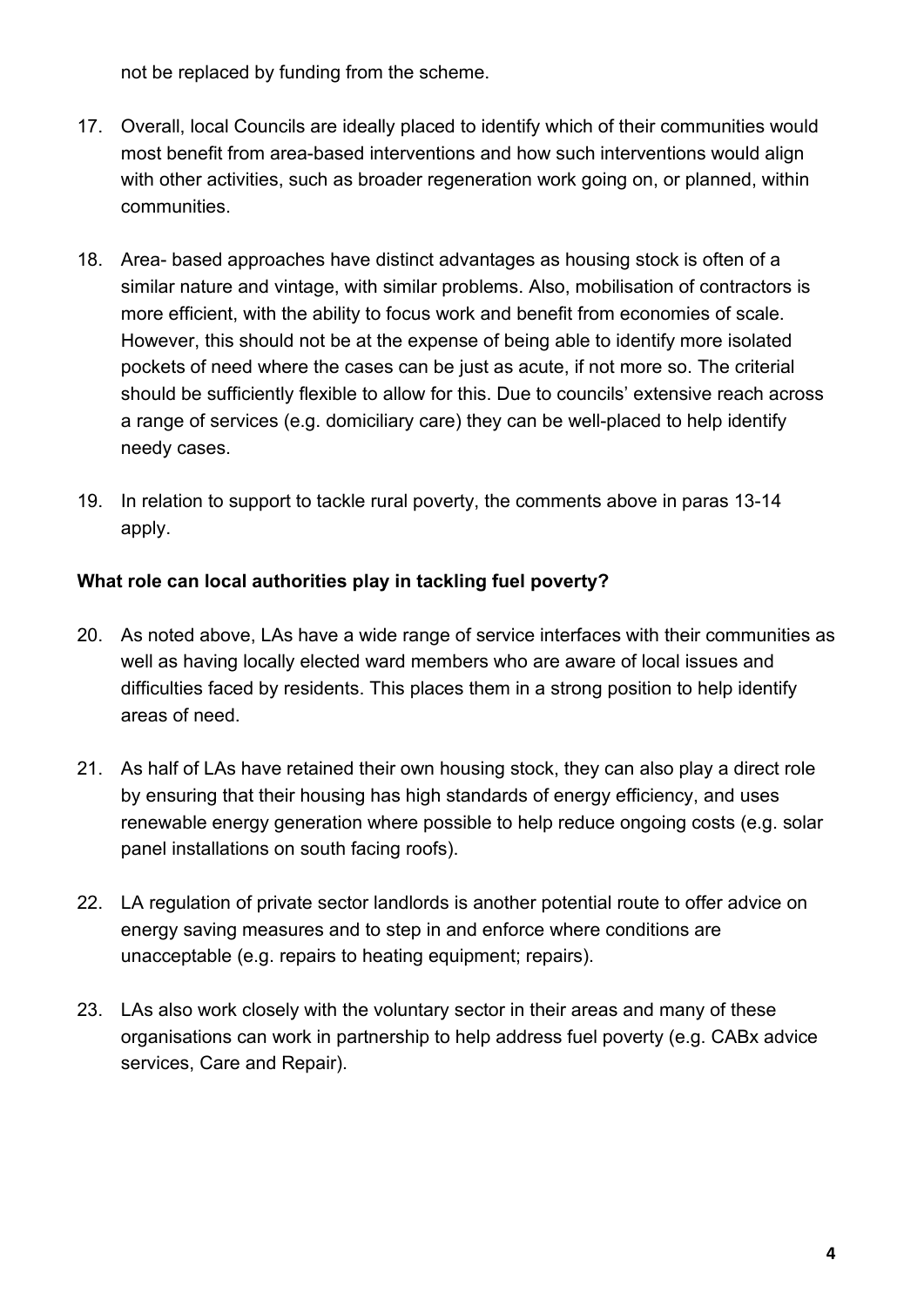not be replaced by funding from the scheme.

17. Overall, local Councils are ideally placed to identify which of their communities would most benefit from area-based interventions and how such interventions would align with other activities, such as broader regeneration work going on, or planned, within communities.

18. Area- based approaches have distinct advantages as housing stock is often of a similar nature and vintage, with similar problems. Also, mobilisation of contractors is more efficient, with the ability to focus work and benefit from economies of scale. However, this should not be at the expense of being able to identify more isolated pockets of need where the cases can be just as acute, if not more so. The criterial should be sufficiently flexible to allow for this. Due to councils' extensive reach across a range of services (e.g. domiciliary care) they can be well-placed to help identify needy cases.

19. In relation to support to tackle rural poverty, the comments above in paras 13-14 apply.

**What role can local authorities play in tackling fuel poverty?**

20. As noted above, LAs have a wide range of service interfaces with their communities as well as having locally elected ward members who are aware of local issues and difficulties faced by residents. This places them in a strong position to help identify areas of need.

21. As half of LAs have retained their own housing stock, they can also play a direct role by ensuring that their housing has high standards of energy efficiency, and uses renewable energy generation where possible to help reduce ongoing costs (e.g. solar panel installations on south facing roofs).

22. LA regulation of private sector landlords is another potential route to offer advice on energy saving measures and to step in and enforce where conditions are unacceptable (e.g. repairs to heating equipment; repairs).

23. LAs also work closely with the voluntary sector in their areas and many of these organisations can work in partnership to help address fuel poverty (e.g. CABx advice services, Care and Repair).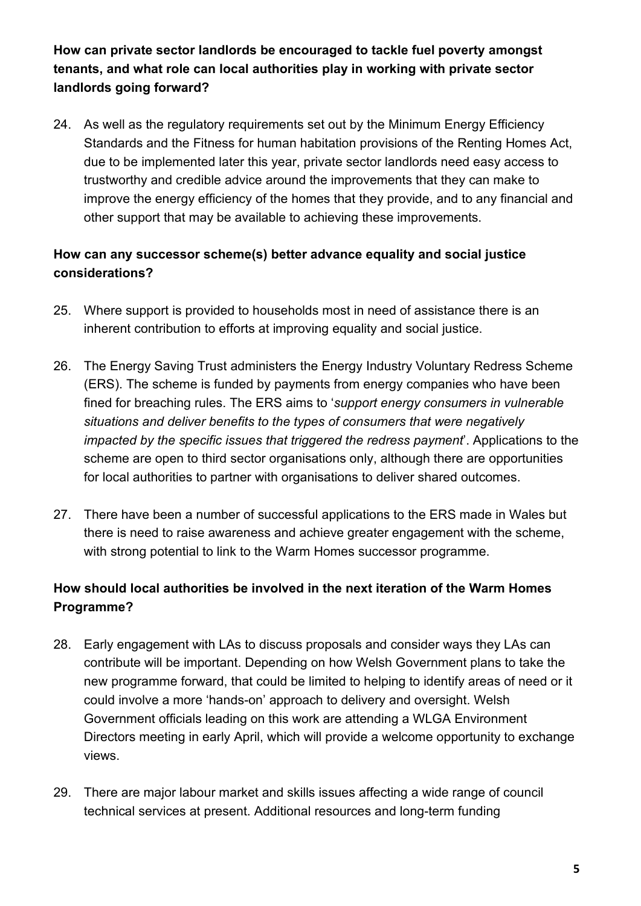**How can private sector landlords be encouraged to tackle fuel poverty amongst tenants, and what role can local authorities play in working with private sector landlords going forward?**

24. As well as the regulatory requirements set out by the Minimum Energy Efficiency Standards and the Fitness for human habitation provisions of the Renting Homes Act, due to be implemented later this year, private sector landlords need easy access to trustworthy and credible advice around the improvements that they can make to improve the energy efficiency of the homes that they provide, and to any financial and other support that may be available to achieving these improvements.

**How can any successor scheme(s) better advance equality and social justice considerations?**

25. Where support is provided to households most in need of assistance there is an inherent contribution to efforts at improving equality and social justice.

26. The Energy Saving Trust administers the Energy Industry Voluntary Redress Scheme (ERS). The scheme is funded by payments from energy companies who have been fined for breaching rules. The ERS aims to '*support energy consumers in vulnerable situations and deliver benefits to the types of consumers that were negatively impacted by the specific issues that triggered the redress payment*'. Applications to the scheme are open to third sector organisations only, although there are opportunities for local authorities to partner with organisations to deliver shared outcomes.

27. There have been a number of successful applications to the ERS made in Wales but there is need to raise awareness and achieve greater engagement with the scheme, with strong potential to link to the Warm Homes successor programme.

**How should local authorities be involved in the next iteration of the Warm Homes Programme?**

28. Early engagement with LAs to discuss proposals and consider ways they LAs can contribute will be important. Depending on how Welsh Government plans to take the new programme forward, that could be limited to helping to identify areas of need or it could involve a more 'hands-on' approach to delivery and oversight. Welsh Government officials leading on this work are attending a WLGA Environment Directors meeting in early April, which will provide a welcome opportunity to exchange views.

29. There are major labour market and skills issues affecting a wide range of council technical services at present. Additional resources and long-term funding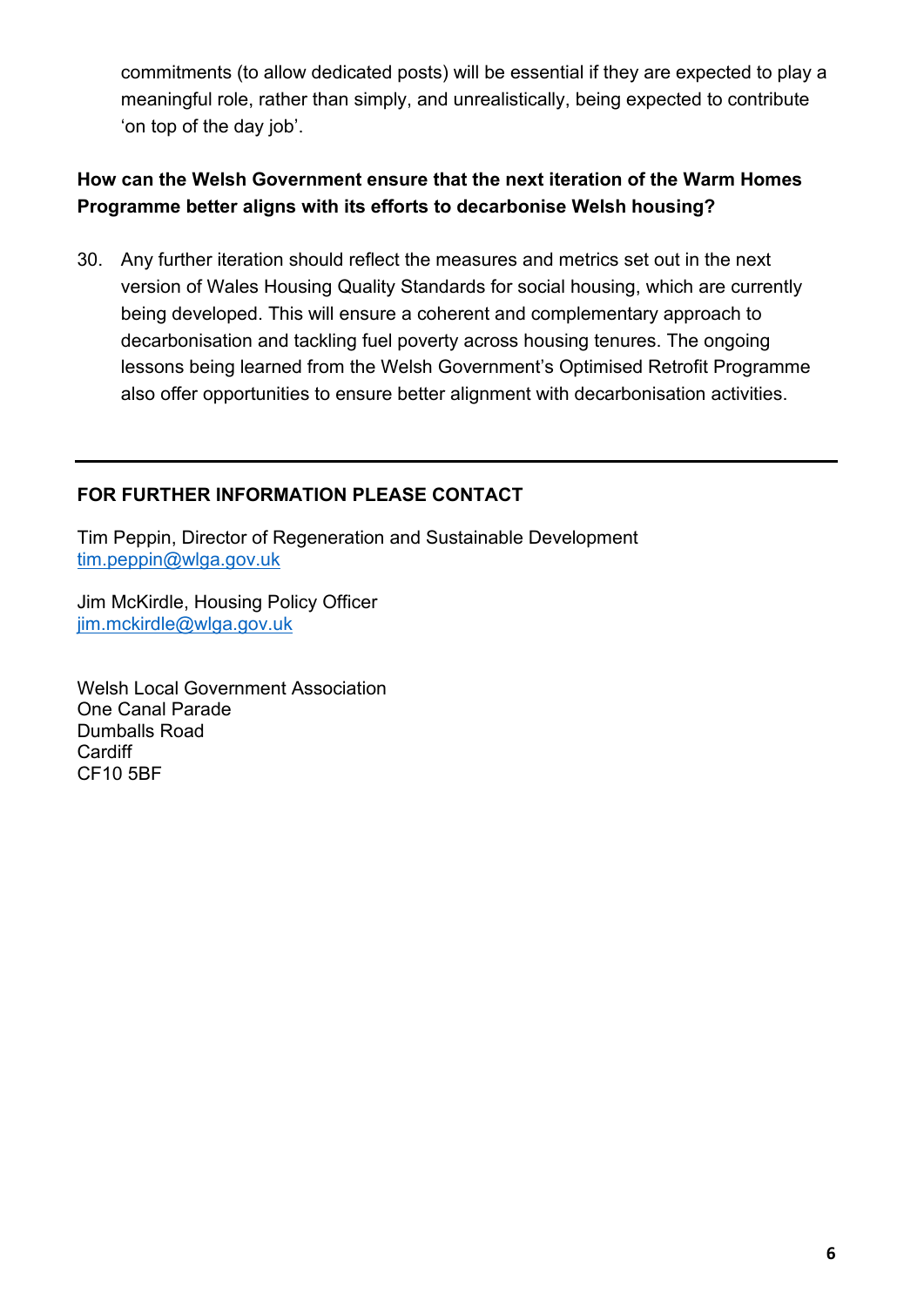commitments (to allow dedicated posts) will be essential if they are expected to play a meaningful role, rather than simply, and unrealistically, being expected to contribute 'on top of the day job'.

**How can the Welsh Government ensure that the next iteration of the Warm Homes Programme better aligns with its efforts to decarbonise Welsh housing?**

30. Any further iteration should reflect the measures and metrics set out in the next version of Wales Housing Quality Standards for social housing, which are currently being developed. This will ensure a coherent and complementary approach to decarbonisation and tackling fuel poverty across housing tenures. The ongoing lessons being learned from the Welsh Government's Optimised Retrofit Programme also offer opportunities to ensure better alignment with decarbonisation activities.

---

**FOR FURTHER INFORMATION PLEASE CONTACT**

Tim Peppin, Director of Regeneration and Sustainable Development
tim.peppin@wlga.gov.uk

Jim McKirdle, Housing Policy Officer
jim.mckirdle@wlga.gov.uk

Welsh Local Government Association
One Canal Parade
Dumballs Road
Cardiff
CF10 5BF